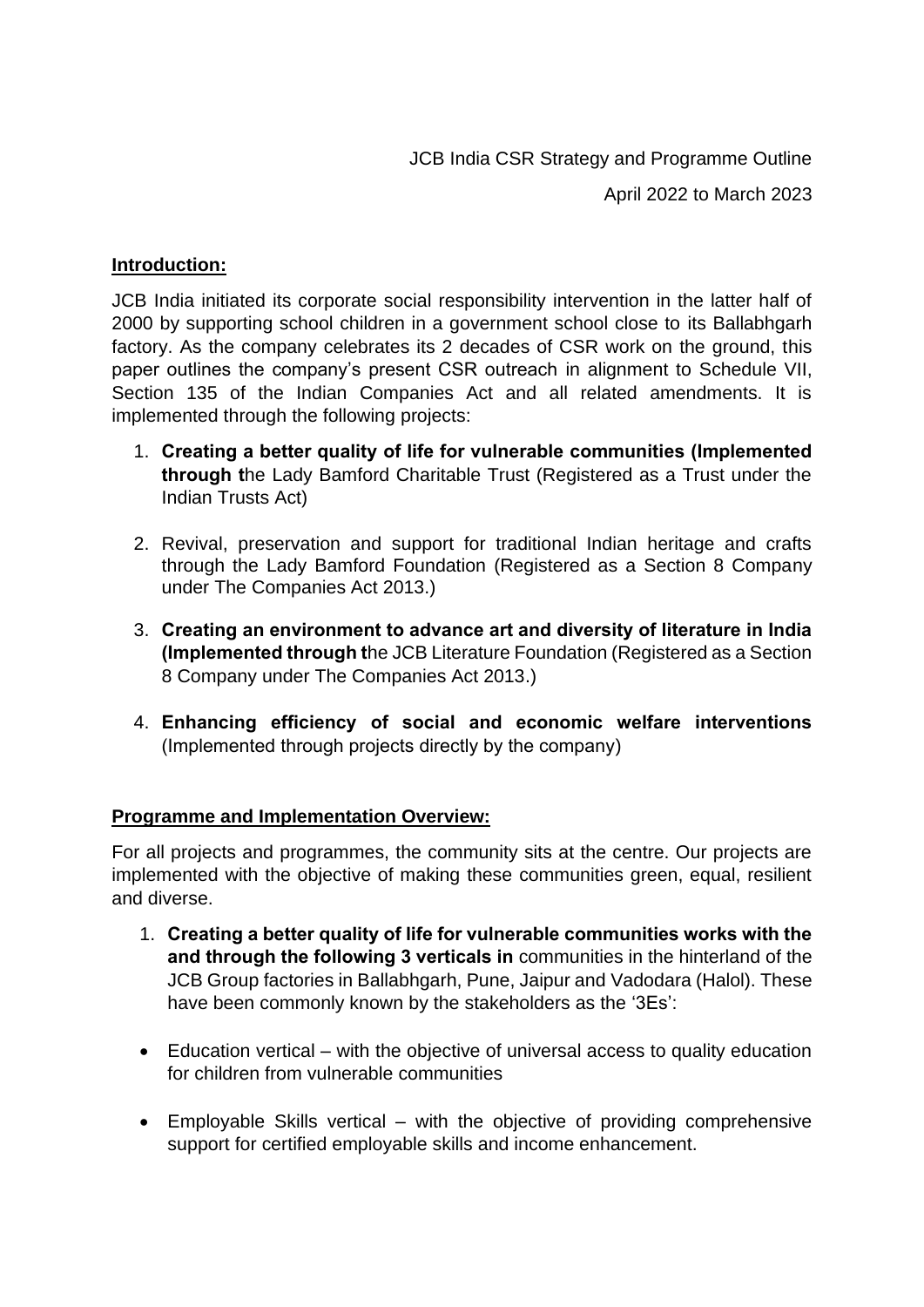JCB India CSR Strategy and Programme Outline

April 2022 to March 2023

## Introduction:

JCB India initiated its corporate social responsibility intervention in the latter half of 2000 by supporting school children in a government school close to its Ballabhgarh factory. As the company celebrates its 2 decades of CSR work on the ground, this paper outlines the company's present CSR outreach in alignment to Schedule VII, Section 135 of the Indian Companies Act and all related amendments. It is implemented through the following projects:

1. **Creating a better quality of life for vulnerable communities (Implemented through t**he Lady Bamford Charitable Trust (Registered as a Trust under the Indian Trusts Act)

2. Revival, preservation and support for traditional Indian heritage and crafts through the Lady Bamford Foundation (Registered as a Section 8 Company under The Companies Act 2013.)

3. **Creating an environment to advance art and diversity of literature in India (Implemented through t**he JCB Literature Foundation (Registered as a Section 8 Company under The Companies Act 2013.)

4. **Enhancing efficiency of social and economic welfare interventions** (Implemented through projects directly by the company)

## Programme and Implementation Overview:

For all projects and programmes, the community sits at the centre. Our projects are implemented with the objective of making these communities green, equal, resilient and diverse.

1. **Creating a better quality of life for vulnerable communities works with the and through the following 3 verticals in** communities in the hinterland of the JCB Group factories in Ballabhgarh, Pune, Jaipur and Vadodara (Halol). These have been commonly known by the stakeholders as the '3Es':

- Education vertical – with the objective of universal access to quality education for children from vulnerable communities

- Employable Skills vertical – with the objective of providing comprehensive support for certified employable skills and income enhancement.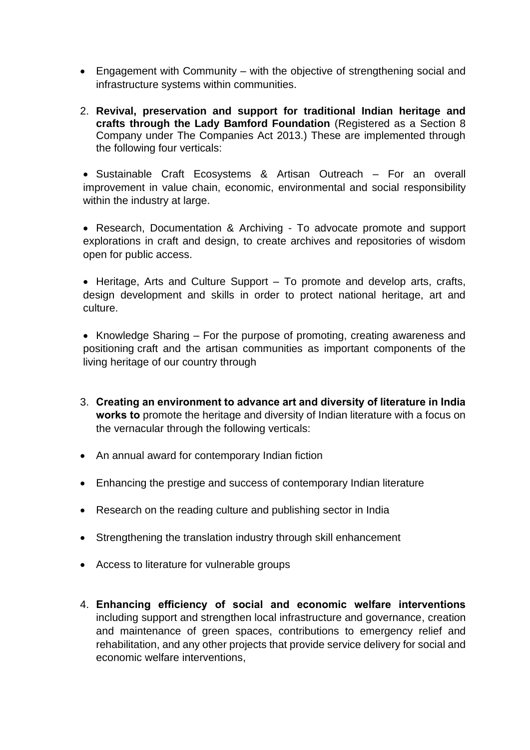- Engagement with Community – with the objective of strengthening social and infrastructure systems within communities.

2. **Revival, preservation and support for traditional Indian heritage and crafts through the Lady Bamford Foundation** (Registered as a Section 8 Company under The Companies Act 2013.) These are implemented through the following four verticals:

- Sustainable Craft Ecosystems & Artisan Outreach – For an overall improvement in value chain, economic, environmental and social responsibility within the industry at large.

- Research, Documentation & Archiving - To advocate promote and support explorations in craft and design, to create archives and repositories of wisdom open for public access.

- Heritage, Arts and Culture Support – To promote and develop arts, crafts, design development and skills in order to protect national heritage, art and culture.

- Knowledge Sharing – For the purpose of promoting, creating awareness and positioning craft and the artisan communities as important components of the living heritage of our country through

3. **Creating an environment to advance art and diversity of literature in India works to** promote the heritage and diversity of Indian literature with a focus on the vernacular through the following verticals:

- An annual award for contemporary Indian fiction
- Enhancing the prestige and success of contemporary Indian literature
- Research on the reading culture and publishing sector in India
- Strengthening the translation industry through skill enhancement
- Access to literature for vulnerable groups

4. **Enhancing efficiency of social and economic welfare interventions** including support and strengthen local infrastructure and governance, creation and maintenance of green spaces, contributions to emergency relief and rehabilitation, and any other projects that provide service delivery for social and economic welfare interventions,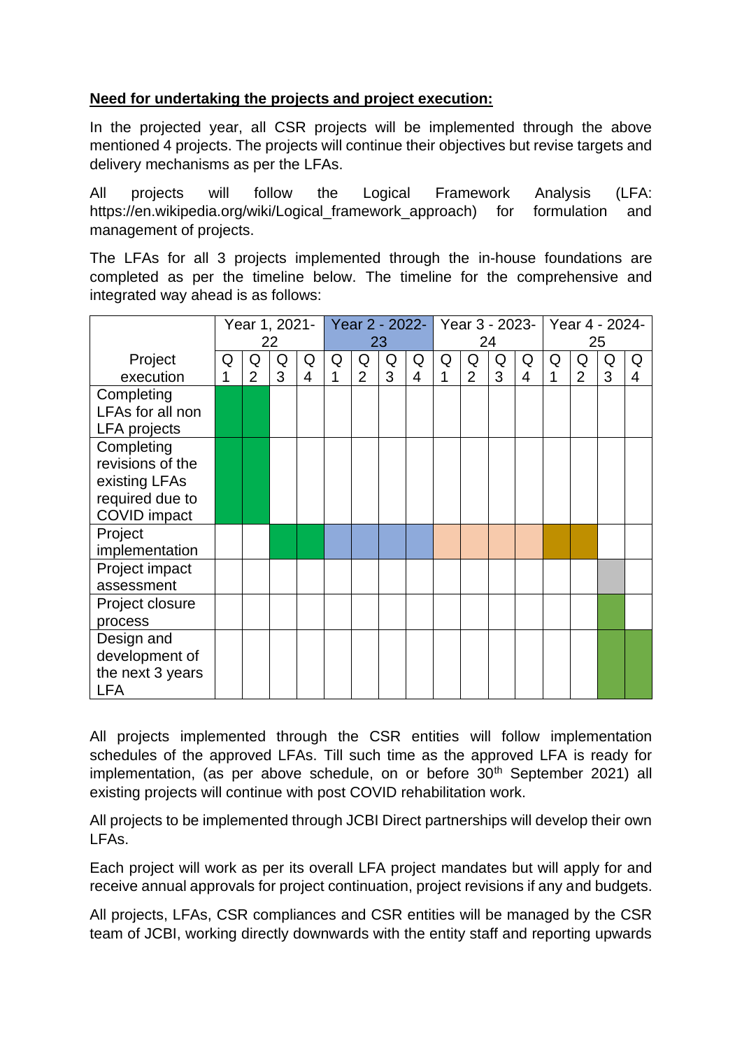**Need for undertaking the projects and project execution:**

In the projected year, all CSR projects will be implemented through the above mentioned 4 projects. The projects will continue their objectives but revise targets and delivery mechanisms as per the LFAs.

All projects will follow the Logical Framework Analysis (LFA: https://en.wikipedia.org/wiki/Logical_framework_approach) for formulation and management of projects.

The LFAs for all 3 projects implemented through the in-house foundations are completed as per the timeline below. The timeline for the comprehensive and integrated way ahead is as follows:

| | Year 1, 2021-22 | | | | Year 2 - 2022-23 | | | | Year 3 - 2023-24 | | | | Year 4 - 2024-25 | | | |
|---|---|---|---|---|---|---|---|---|---|---|---|---|---|---|---|---|
| Project execution | Q1 | Q2 | Q3 | Q4 | Q1 | Q2 | Q3 | Q4 | Q1 | Q2 | Q3 | Q4 | Q1 | Q2 | Q3 | Q4 |
| Completing LFAs for all non LFA projects | ■ | ■ | | | | | | | | | | | | | | |
| Completing revisions of the existing LFAs required due to COVID impact | ■ | ■ | | | | | | | | | | | | | | |
| Project implementation | | | ■ | ■ | ■ | ■ | ■ | ■ | ■ | ■ | ■ | ■ | ■ | ■ | | |
| Project impact assessment | | | | | | | | | | | | | | | ■ | |
| Project closure process | | | | | | | | | | | | | | | ■ | |
| Design and development of the next 3 years LFA | | | | | | | | | | | | | | | ■ | ■ |

All projects implemented through the CSR entities will follow implementation schedules of the approved LFAs. Till such time as the approved LFA is ready for implementation, (as per above schedule, on or before 30th September 2021) all existing projects will continue with post COVID rehabilitation work.

All projects to be implemented through JCBI Direct partnerships will develop their own LFAs.

Each project will work as per its overall LFA project mandates but will apply for and receive annual approvals for project continuation, project revisions if any and budgets.

All projects, LFAs, CSR compliances and CSR entities will be managed by the CSR team of JCBI, working directly downwards with the entity staff and reporting upwards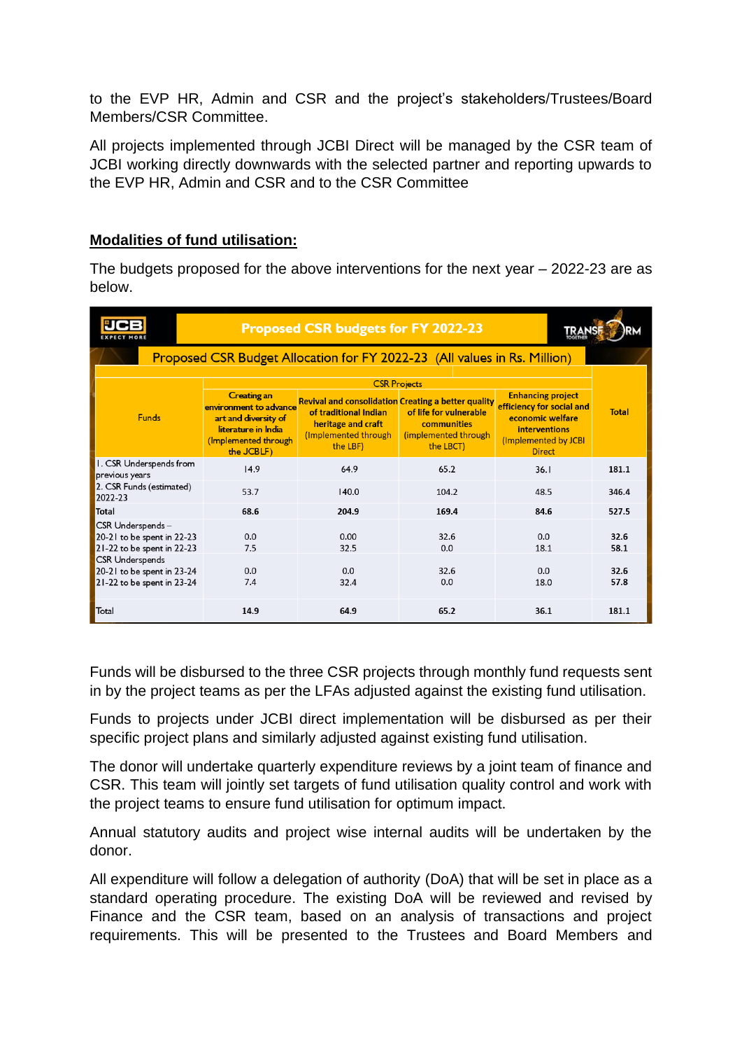to the EVP HR, Admin and CSR and the project's stakeholders/Trustees/Board Members/CSR Committee.

All projects implemented through JCBI Direct will be managed by the CSR team of JCBI working directly downwards with the selected partner and reporting upwards to the EVP HR, Admin and CSR and to the CSR Committee

## Modalities of fund utilisation:

The budgets proposed for the above interventions for the next year – 2022-23 are as below.

**Proposed CSR budgets for FY 2022-23**

Proposed CSR Budget Allocation for FY 2022-23 (All values in Rs. Million)

| Funds | CSR Projects | | | | Total |
|---|---|---|---|---|---|
| | Creating an environment to advance art and diversity of literature in India (Implemented through the JCBLF) | Revival and consolidation of traditional Indian heritage and craft (Implemented through the LBF) | Creating a better quality of life for vulnerable communities (implemented through the LBCT) | Enhancing project efficiency for social and economic welfare interventions (Implemented by JCBI Direct | |
| 1. CSR Underspends from previous years | 14.9 | 64.9 | 65.2 | 36.1 | **181.1** |
| 2. CSR Funds (estimated) 2022-23 | 53.7 | 140.0 | 104.2 | 48.5 | **346.4** |
| **Total** | **68.6** | **204.9** | **169.4** | **84.6** | **527.5** |
| CSR Underspends – | | | | | |
| 20-21 to be spent in 22-23 | 0.0 | 0.00 | 32.6 | 0.0 | **32.6** |
| 21-22 to be spent in 22-23 | 7.5 | 32.5 | 0.0 | 18.1 | **58.1** |
| CSR Underspends | | | | | |
| 20-21 to be spent in 23-24 | 0.0 | 0.0 | 32.6 | 0.0 | **32.6** |
| 21-22 to be spent in 23-24 | 7.4 | 32.4 | 0.0 | 18.0 | **57.8** |
| Total | **14.9** | **64.9** | **65.2** | **36.1** | **181.1** |

Funds will be disbursed to the three CSR projects through monthly fund requests sent in by the project teams as per the LFAs adjusted against the existing fund utilisation.

Funds to projects under JCBI direct implementation will be disbursed as per their specific project plans and similarly adjusted against existing fund utilisation.

The donor will undertake quarterly expenditure reviews by a joint team of finance and CSR. This team will jointly set targets of fund utilisation quality control and work with the project teams to ensure fund utilisation for optimum impact.

Annual statutory audits and project wise internal audits will be undertaken by the donor.

All expenditure will follow a delegation of authority (DoA) that will be set in place as a standard operating procedure. The existing DoA will be reviewed and revised by Finance and the CSR team, based on an analysis of transactions and project requirements. This will be presented to the Trustees and Board Members and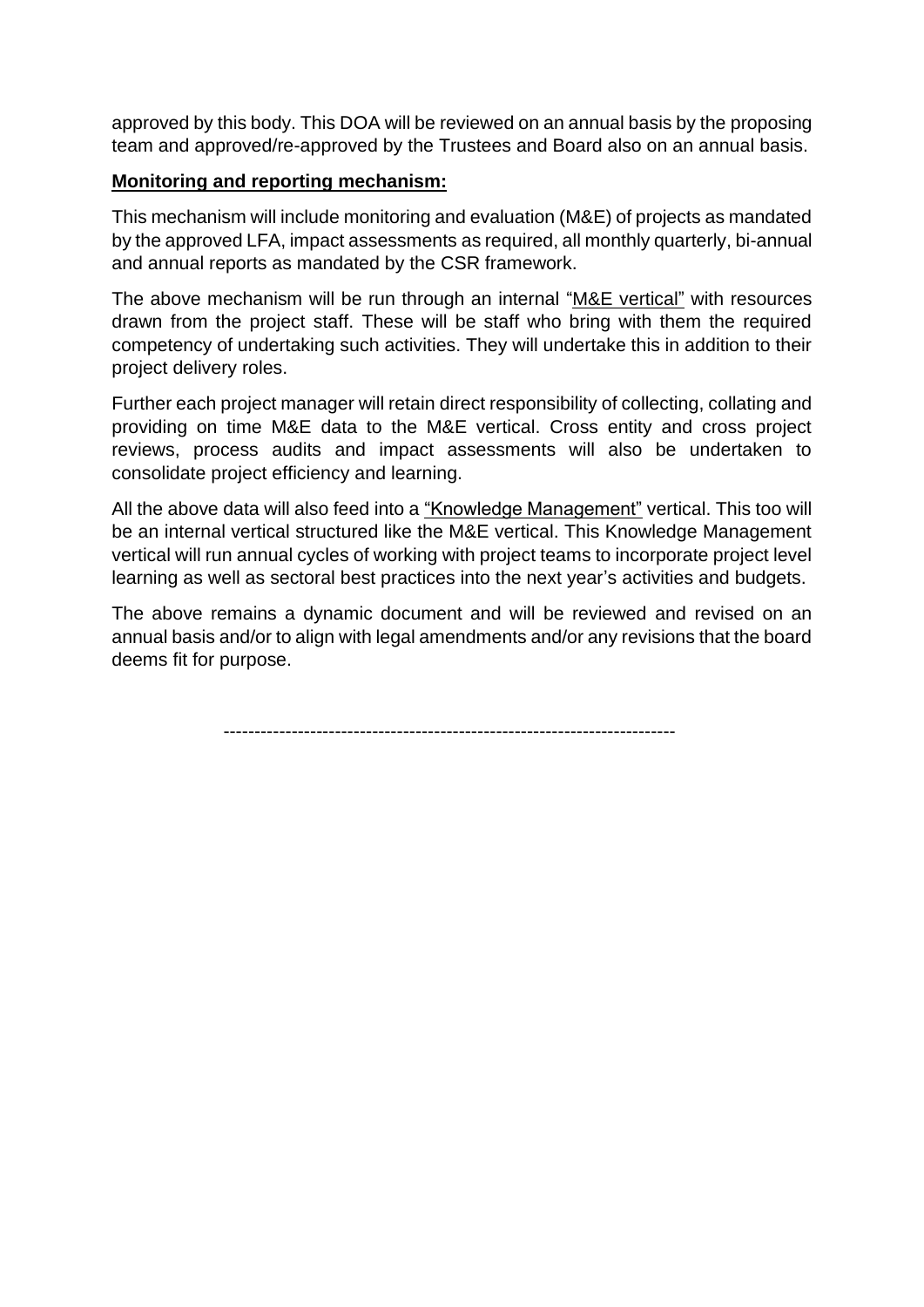approved by this body. This DOA will be reviewed on an annual basis by the proposing team and approved/re-approved by the Trustees and Board also on an annual basis.

**Monitoring and reporting mechanism:**

This mechanism will include monitoring and evaluation (M&E) of projects as mandated by the approved LFA, impact assessments as required, all monthly quarterly, bi-annual and annual reports as mandated by the CSR framework.

The above mechanism will be run through an internal "M&E vertical" with resources drawn from the project staff. These will be staff who bring with them the required competency of undertaking such activities. They will undertake this in addition to their project delivery roles.

Further each project manager will retain direct responsibility of collecting, collating and providing on time M&E data to the M&E vertical. Cross entity and cross project reviews, process audits and impact assessments will also be undertaken to consolidate project efficiency and learning.

All the above data will also feed into a "Knowledge Management" vertical. This too will be an internal vertical structured like the M&E vertical. This Knowledge Management vertical will run annual cycles of working with project teams to incorporate project level learning as well as sectoral best practices into the next year's activities and budgets.

The above remains a dynamic document and will be reviewed and revised on an annual basis and/or to align with legal amendments and/or any revisions that the board deems fit for purpose.

------------------------------------------------------------------------